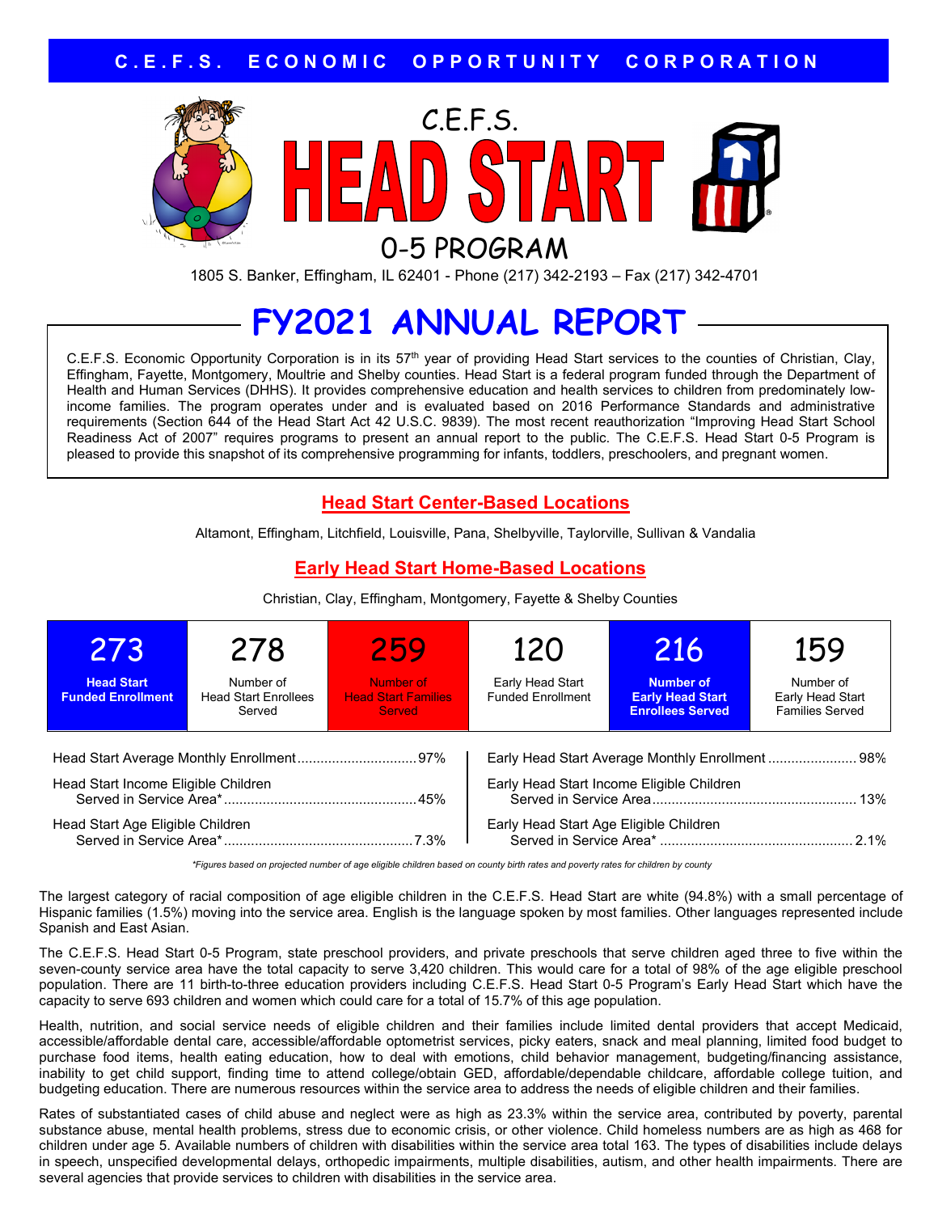**C.E.F.S. ECONOMIC OPPORTUNITY CORPORATION**

# C.E.F.S. HEAD START 0-5 PROGRAM

1805 S. Banker, Effingham, IL 62401 - Phone (217) 342-2193 – Fax (217) 342-4701

# FY2021 ANNUAL REPORT

C.E.F.S. Economic Opportunity Corporation is in its 57th year of providing Head Start services to the counties of Christian, Clay, Effingham, Fayette, Montgomery, Moultrie and Shelby counties. Head Start is a federal program funded through the Department of Health and Human Services (DHHS). It provides comprehensive education and health services to children from predominately low-income families. The program operates under and is evaluated based on 2016 Performance Standards and administrative requirements (Section 644 of the Head Start Act 42 U.S.C. 9839). The most recent reauthorization "Improving Head Start School Readiness Act of 2007" requires programs to present an annual report to the public. The C.E.F.S. Head Start 0-5 Program is pleased to provide this snapshot of its comprehensive programming for infants, toddlers, preschoolers, and pregnant women.

## Head Start Center-Based Locations

Altamont, Effingham, Litchfield, Louisville, Pana, Shelbyville, Taylorville, Sullivan & Vandalia

## Early Head Start Home-Based Locations

Christian, Clay, Effingham, Montgomery, Fayette & Shelby Counties

| 273 | 278 | 259 | 120 | 216 | 159 |
|---|---|---|---|---|---|
| **Head Start Funded Enrollment** | Number of Head Start Enrollees Served | Number of Head Start Families Served | Early Head Start Funded Enrollment | **Number of Early Head Start Enrollees Served** | Number of Early Head Start Families Served |

| Head Start | | Early Head Start | |
|---|---|---|---|
| Head Start Average Monthly Enrollment | 97% | Early Head Start Average Monthly Enrollment | 98% |
| Head Start Income Eligible Children Served in Service Area* | 45% | Early Head Start Income Eligible Children Served in Service Area | 13% |
| Head Start Age Eligible Children Served in Service Area* | 7.3% | Early Head Start Age Eligible Children Served in Service Area* | 2.1% |

*\*Figures based on projected number of age eligible children based on county birth rates and poverty rates for children by county*

The largest category of racial composition of age eligible children in the C.E.F.S. Head Start are white (94.8%) with a small percentage of Hispanic families (1.5%) moving into the service area. English is the language spoken by most families. Other languages represented include Spanish and East Asian.

The C.E.F.S. Head Start 0-5 Program, state preschool providers, and private preschools that serve children aged three to five within the seven-county service area have the total capacity to serve 3,420 children. This would care for a total of 98% of the age eligible preschool population. There are 11 birth-to-three education providers including C.E.F.S. Head Start 0-5 Program's Early Head Start which have the capacity to serve 693 children and women which could care for a total of 15.7% of this age population.

Health, nutrition, and social service needs of eligible children and their families include limited dental providers that accept Medicaid, accessible/affordable dental care, accessible/affordable optometrist services, picky eaters, snack and meal planning, limited food budget to purchase food items, health eating education, how to deal with emotions, child behavior management, budgeting/financing assistance, inability to get child support, finding time to attend college/obtain GED, affordable/dependable childcare, affordable college tuition, and budgeting education. There are numerous resources within the service area to address the needs of eligible children and their families.

Rates of substantiated cases of child abuse and neglect were as high as 23.3% within the service area, contributed by poverty, parental substance abuse, mental health problems, stress due to economic crisis, or other violence. Child homeless numbers are as high as 468 for children under age 5. Available numbers of children with disabilities within the service area total 163. The types of disabilities include delays in speech, unspecified developmental delays, orthopedic impairments, multiple disabilities, autism, and other health impairments. There are several agencies that provide services to children with disabilities in the service area.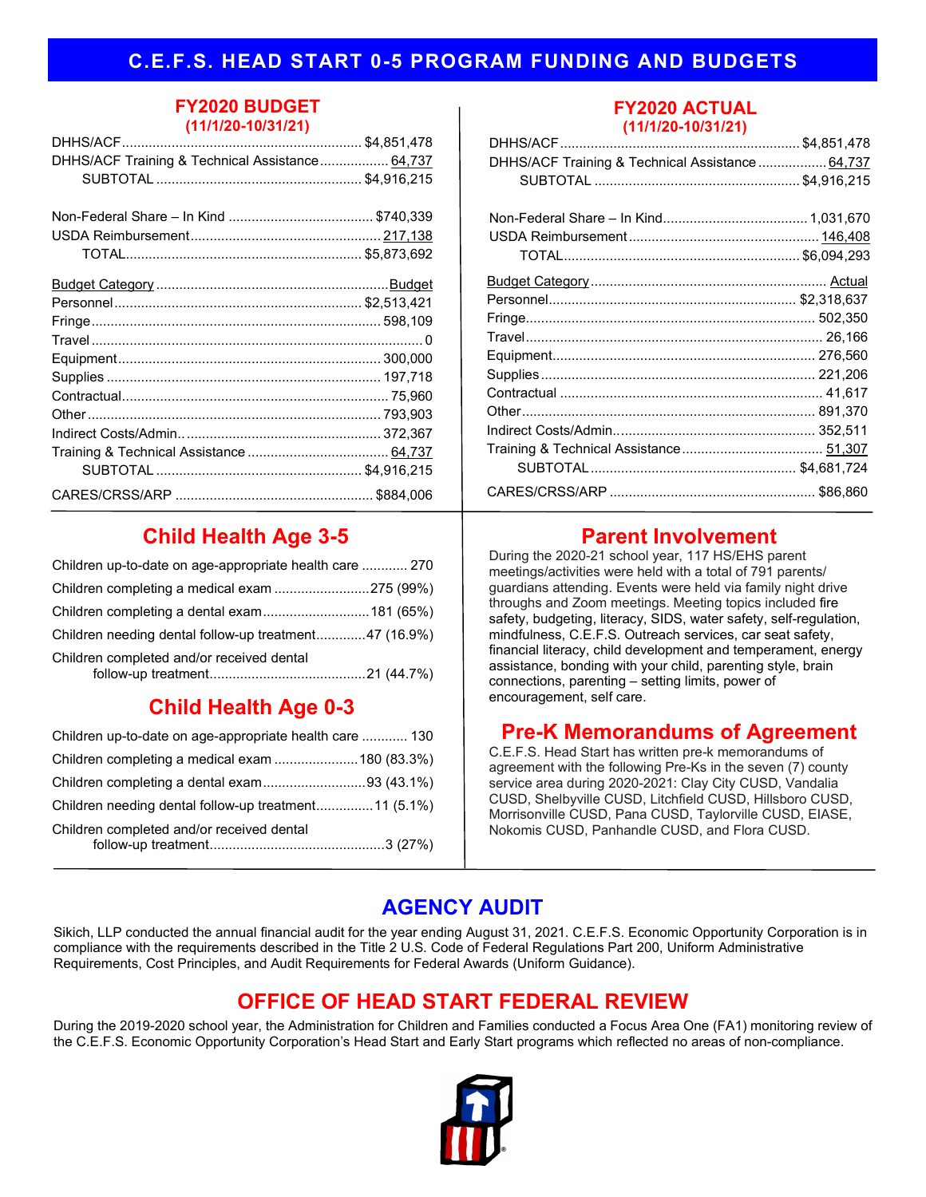# C.E.F.S. HEAD START 0-5 PROGRAM FUNDING AND BUDGETS

## FY2020 BUDGET
**(11/1/20-10/31/21)**

| | |
|---|---|
| DHHS/ACF | $4,851,478 |
| DHHS/ACF Training & Technical Assistance | 64,737 |
| SUBTOTAL | $4,916,215 |
| | |
| Non-Federal Share – In Kind | $740,339 |
| USDA Reimbursement | 217,138 |
| TOTAL | $5,873,692 |

| Budget Category | Budget |
|---|---|
| Personnel | $2,513,421 |
| Fringe | 598,109 |
| Travel | 0 |
| Equipment | 300,000 |
| Supplies | 197,718 |
| Contractual | 75,960 |
| Other | 793,903 |
| Indirect Costs/Admin. | 372,367 |
| Training & Technical Assistance | 64,737 |
| SUBTOTAL | $4,916,215 |
| CARES/CRSS/ARP | $884,006 |

## FY2020 ACTUAL
**(11/1/20-10/31/21)**

| | |
|---|---|
| DHHS/ACF | $4,851,478 |
| DHHS/ACF Training & Technical Assistance | 64,737 |
| SUBTOTAL | $4,916,215 |
| | |
| Non-Federal Share – In Kind | 1,031,670 |
| USDA Reimbursement | 146,408 |
| TOTAL | $6,094,293 |

| Budget Category | Actual |
|---|---|
| Personnel | $2,318,637 |
| Fringe | 502,350 |
| Travel | 26,166 |
| Equipment | 276,560 |
| Supplies | 221,206 |
| Contractual | 41,617 |
| Other | 891,370 |
| Indirect Costs/Admin. | 352,511 |
| Training & Technical Assistance | 51,307 |
| SUBTOTAL | $4,681,724 |
| CARES/CRSS/ARP | $86,860 |

## Child Health Age 3-5

| | |
|---|---|
| Children up-to-date on age-appropriate health care | 270 |
| Children completing a medical exam | 275 (99%) |
| Children completing a dental exam | 181 (65%) |
| Children needing dental follow-up treatment | 47 (16.9%) |
| Children completed and/or received dental follow-up treatment | 21 (44.7%) |

## Child Health Age 0-3

| | |
|---|---|
| Children up-to-date on age-appropriate health care | 130 |
| Children completing a medical exam | 180 (83.3%) |
| Children completing a dental exam | 93 (43.1%) |
| Children needing dental follow-up treatment | 11 (5.1%) |
| Children completed and/or received dental follow-up treatment | 3 (27%) |

## Parent Involvement

During the 2020-21 school year, 117 HS/EHS parent meetings/activities were held with a total of 791 parents/guardians attending. Events were held via family night drive throughs and Zoom meetings. Meeting topics included fire safety, budgeting, literacy, SIDS, water safety, self-regulation, mindfulness, C.E.F.S. Outreach services, car seat safety, financial literacy, child development and temperament, energy assistance, bonding with your child, parenting style, brain connections, parenting – setting limits, power of encouragement, self care.

## Pre-K Memorandums of Agreement

C.E.F.S. Head Start has written pre-k memorandums of agreement with the following Pre-Ks in the seven (7) county service area during 2020-2021: Clay City CUSD, Vandalia CUSD, Shelbyville CUSD, Litchfield CUSD, Hillsboro CUSD, Morrisonville CUSD, Pana CUSD, Taylorville CUSD, EIASE, Nokomis CUSD, Panhandle CUSD, and Flora CUSD.

## AGENCY AUDIT

Sikich, LLP conducted the annual financial audit for the year ending August 31, 2021. C.E.F.S. Economic Opportunity Corporation is in compliance with the requirements described in the Title 2 U.S. Code of Federal Regulations Part 200, Uniform Administrative Requirements, Cost Principles, and Audit Requirements for Federal Awards (Uniform Guidance).

## OFFICE OF HEAD START FEDERAL REVIEW

During the 2019-2020 school year, the Administration for Children and Families conducted a Focus Area One (FA1) monitoring review of the C.E.F.S. Economic Opportunity Corporation's Head Start and Early Start programs which reflected no areas of non-compliance.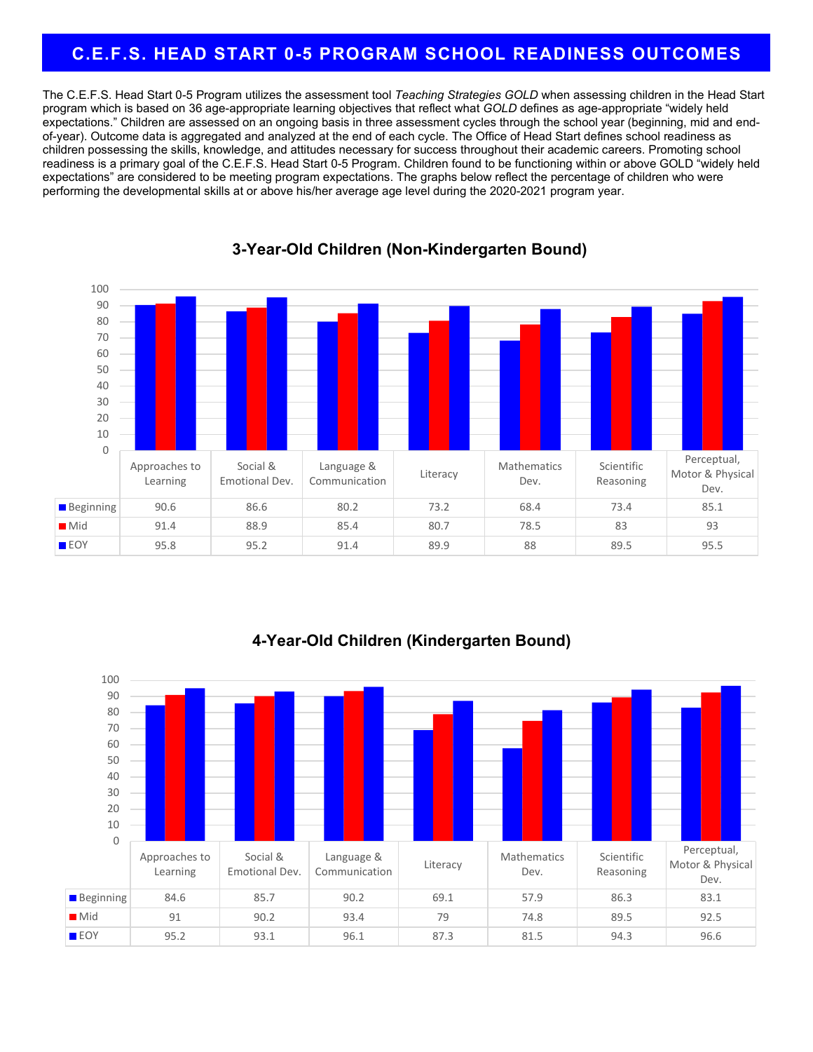# C.E.F.S. HEAD START 0-5 PROGRAM SCHOOL READINESS OUTCOMES

The C.E.F.S. Head Start 0-5 Program utilizes the assessment tool *Teaching Strategies GOLD* when assessing children in the Head Start program which is based on 36 age-appropriate learning objectives that reflect what *GOLD* defines as age-appropriate "widely held expectations." Children are assessed on an ongoing basis in three assessment cycles through the school year (beginning, mid and end-of-year). Outcome data is aggregated and analyzed at the end of each cycle. The Office of Head Start defines school readiness as children possessing the skills, knowledge, and attitudes necessary for success throughout their academic careers. Promoting school readiness is a primary goal of the C.E.F.S. Head Start 0-5 Program. Children found to be functioning within or above GOLD "widely held expectations" are considered to be meeting program expectations. The graphs below reflect the percentage of children who were performing the developmental skills at or above his/her average age level during the 2020-2021 program year.

## 3-Year-Old Children (Non-Kindergarten Bound)

| | Approaches to Learning | Social & Emotional Dev. | Language & Communication | Literacy | Mathematics Dev. | Scientific Reasoning | Perceptual, Motor & Physical Dev. |
|---|---|---|---|---|---|---|---|
| Beginning | 90.6 | 86.6 | 80.2 | 73.2 | 68.4 | 73.4 | 85.1 |
| Mid | 91.4 | 88.9 | 85.4 | 80.7 | 78.5 | 83 | 93 |
| EOY | 95.8 | 95.2 | 91.4 | 89.9 | 88 | 89.5 | 95.5 |

## 4-Year-Old Children (Kindergarten Bound)

| | Approaches to Learning | Social & Emotional Dev. | Language & Communication | Literacy | Mathematics Dev. | Scientific Reasoning | Perceptual, Motor & Physical Dev. |
|---|---|---|---|---|---|---|---|
| Beginning | 84.6 | 85.7 | 90.2 | 69.1 | 57.9 | 86.3 | 83.1 |
| Mid | 91 | 90.2 | 93.4 | 79 | 74.8 | 89.5 | 92.5 |
| EOY | 95.2 | 93.1 | 96.1 | 87.3 | 81.5 | 94.3 | 96.6 |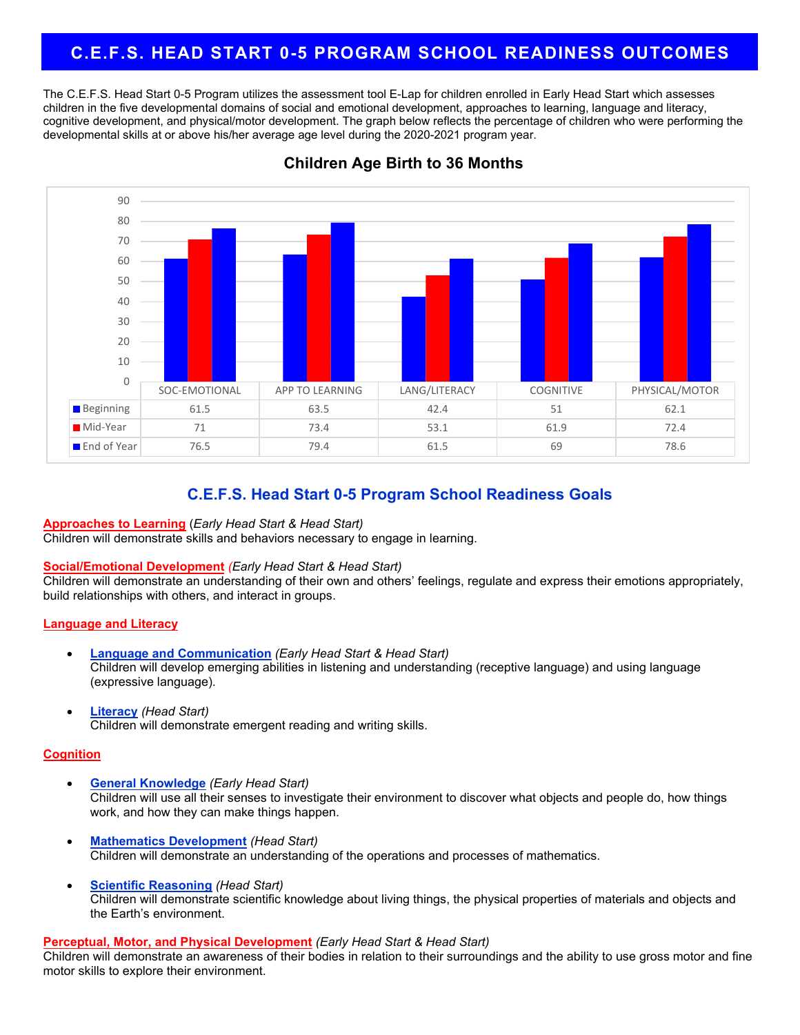# C.E.F.S. HEAD START 0-5 PROGRAM SCHOOL READINESS OUTCOMES

The C.E.F.S. Head Start 0-5 Program utilizes the assessment tool E-Lap for children enrolled in Early Head Start which assesses children in the five developmental domains of social and emotional development, approaches to learning, language and literacy, cognitive development, and physical/motor development. The graph below reflects the percentage of children who were performing the developmental skills at or above his/her average age level during the 2020-2021 program year.

## Children Age Birth to 36 Months

90
80
70
60
50
40
30
20
10
0

SOC-EMOTIONAL
APP TO LEARNING
LANG/LITERACY
COGNITIVE
PHYSICAL/MOTOR

Beginning: 61.5, 63.5, 42.4, 51, 62.1
Mid-Year: 71, 73.4, 53.1, 61.9, 72.4
End of Year: 76.5, 79.4, 61.5, 69, 78.6

## C.E.F.S. Head Start 0-5 Program School Readiness Goals

**Approaches to Learning** (*Early Head Start & Head Start)*
Children will demonstrate skills and behaviors necessary to engage in learning.

**Social/Emotional Development** *(Early Head Start & Head Start)*
Children will demonstrate an understanding of their own and others' feelings, regulate and express their emotions appropriately, build relationships with others, and interact in groups.

**Language and Literacy**

- **Language and Communication** *(Early Head Start & Head Start)*
  Children will develop emerging abilities in listening and understanding (receptive language) and using language (expressive language).

- **Literacy** *(Head Start)*
  Children will demonstrate emergent reading and writing skills.

**Cognition**

- **General Knowledge** *(Early Head Start)*
  Children will use all their senses to investigate their environment to discover what objects and people do, how things work, and how they can make things happen.

- **Mathematics Development** *(Head Start)*
  Children will demonstrate an understanding of the operations and processes of mathematics.

- **Scientific Reasoning** *(Head Start)*
  Children will demonstrate scientific knowledge about living things, the physical properties of materials and objects and the Earth's environment.

**Perceptual, Motor, and Physical Development** *(Early Head Start & Head Start)*
Children will demonstrate an awareness of their bodies in relation to their surroundings and the ability to use gross motor and fine motor skills to explore their environment.